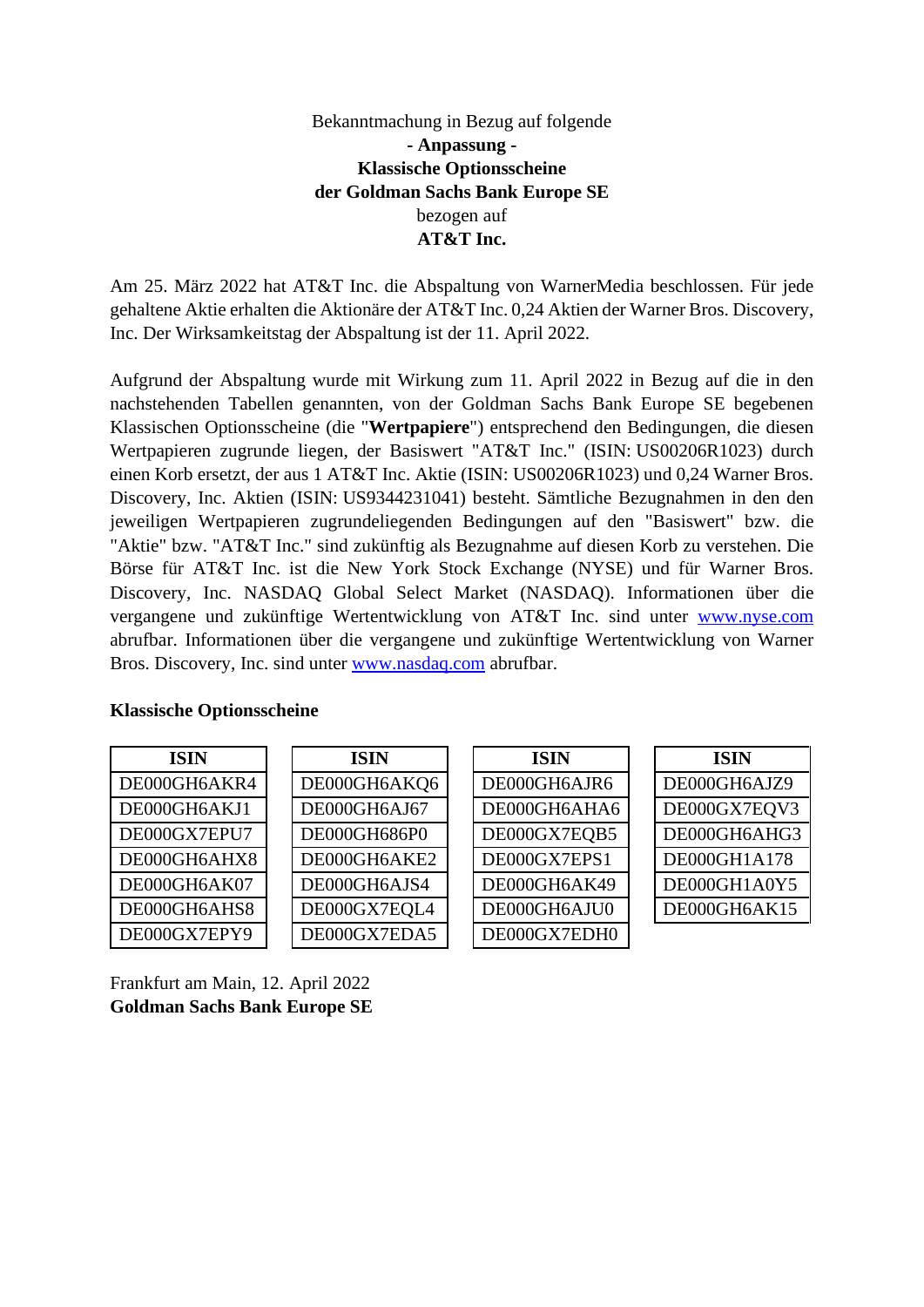Bekanntmachung in Bezug auf folgende

**- Anpassung -**

**Klassische Optionsscheine**

**der Goldman Sachs Bank Europe SE**

bezogen auf

**AT&T Inc.**

Am 25. März 2022 hat AT&T Inc. die Abspaltung von WarnerMedia beschlossen. Für jede gehaltene Aktie erhalten die Aktionäre der AT&T Inc. 0,24 Aktien der Warner Bros. Discovery, Inc. Der Wirksamkeitstag der Abspaltung ist der 11. April 2022.

Aufgrund der Abspaltung wurde mit Wirkung zum 11. April 2022 in Bezug auf die in den nachstehenden Tabellen genannten, von der Goldman Sachs Bank Europe SE begebenen Klassischen Optionsscheine (die "**Wertpapiere**") entsprechend den Bedingungen, die diesen Wertpapieren zugrunde liegen, der Basiswert "AT&T Inc." (ISIN: US00206R1023) durch einen Korb ersetzt, der aus 1 AT&T Inc. Aktie (ISIN: US00206R1023) und 0,24 Warner Bros. Discovery, Inc. Aktien (ISIN: US9344231041) besteht. Sämtliche Bezugnahmen in den den jeweiligen Wertpapieren zugrundeliegenden Bedingungen auf den "Basiswert" bzw. die "Aktie" bzw. "AT&T Inc." sind zukünftig als Bezugnahme auf diesen Korb zu verstehen. Die Börse für AT&T Inc. ist die New York Stock Exchange (NYSE) und für Warner Bros. Discovery, Inc. NASDAQ Global Select Market (NASDAQ). Informationen über die vergangene und zukünftige Wertentwicklung von AT&T Inc. sind unter www.nyse.com abrufbar. Informationen über die vergangene und zukünftige Wertentwicklung von Warner Bros. Discovery, Inc. sind unter www.nasdaq.com abrufbar.

**Klassische Optionsscheine**

| ISIN |
|---|
| DE000GH6AKR4 |
| DE000GH6AKJ1 |
| DE000GX7EPU7 |
| DE000GH6AHX8 |
| DE000GH6AK07 |
| DE000GH6AHS8 |
| DE000GX7EPY9 |

| ISIN |
|---|
| DE000GH6AKQ6 |
| DE000GH6AJ67 |
| DE000GH686P0 |
| DE000GH6AKE2 |
| DE000GH6AJS4 |
| DE000GX7EQL4 |
| DE000GX7EDA5 |

| ISIN |
|---|
| DE000GH6AJR6 |
| DE000GH6AHA6 |
| DE000GX7EQB5 |
| DE000GX7EPS1 |
| DE000GH6AK49 |
| DE000GH6AJU0 |
| DE000GX7EDH0 |

| ISIN |
|---|
| DE000GH6AJZ9 |
| DE000GX7EQV3 |
| DE000GH6AHG3 |
| DE000GH1A178 |
| DE000GH1A0Y5 |
| DE000GH6AK15 |

Frankfurt am Main, 12. April 2022

**Goldman Sachs Bank Europe SE**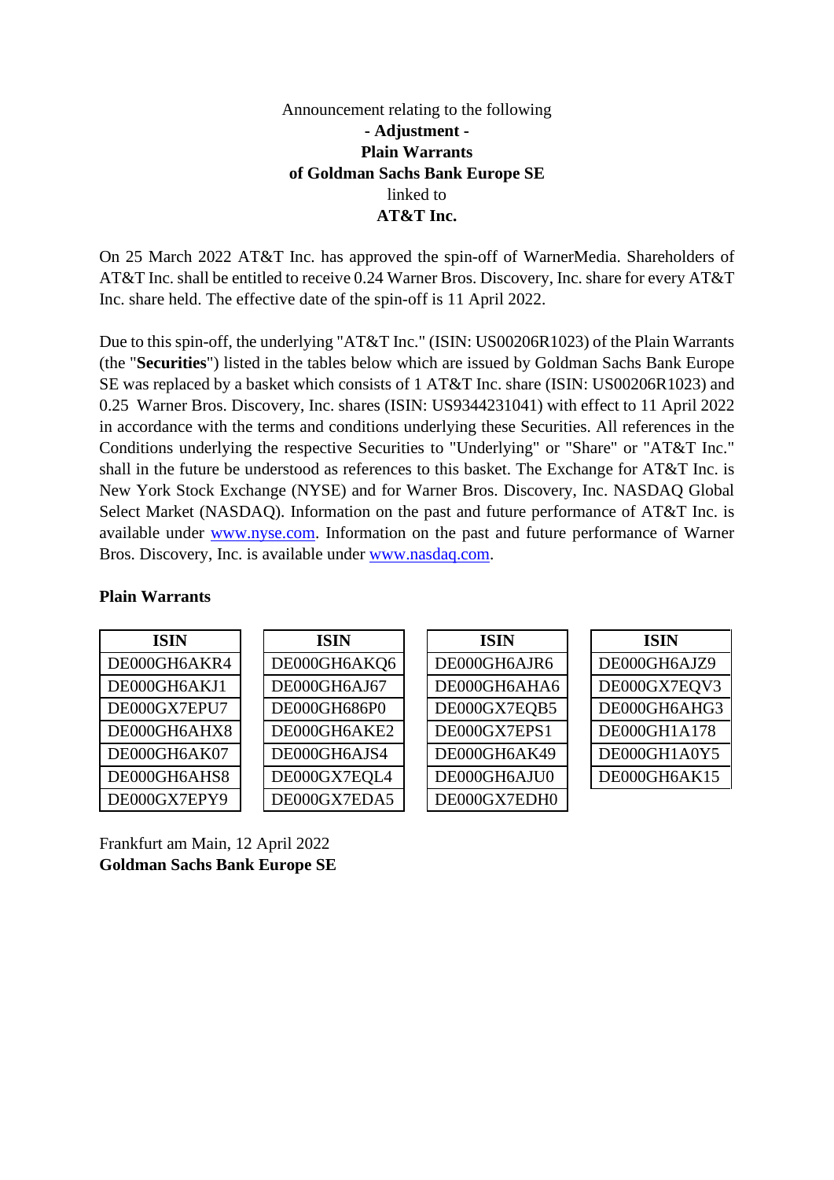Announcement relating to the following

**- Adjustment -**

**Plain Warrants**

**of Goldman Sachs Bank Europe SE**

linked to

**AT&T Inc.**

On 25 March 2022 AT&T Inc. has approved the spin-off of WarnerMedia. Shareholders of AT&T Inc. shall be entitled to receive 0.24 Warner Bros. Discovery, Inc. share for every AT&T Inc. share held. The effective date of the spin-off is 11 April 2022.

Due to this spin-off, the underlying "AT&T Inc." (ISIN: US00206R1023) of the Plain Warrants (the "**Securities**") listed in the tables below which are issued by Goldman Sachs Bank Europe SE was replaced by a basket which consists of 1 AT&T Inc. share (ISIN: US00206R1023) and 0.25 Warner Bros. Discovery, Inc. shares (ISIN: US9344231041) with effect to 11 April 2022 in accordance with the terms and conditions underlying these Securities. All references in the Conditions underlying the respective Securities to "Underlying" or "Share" or "AT&T Inc." shall in the future be understood as references to this basket. The Exchange for AT&T Inc. is New York Stock Exchange (NYSE) and for Warner Bros. Discovery, Inc. NASDAQ Global Select Market (NASDAQ). Information on the past and future performance of AT&T Inc. is available under www.nyse.com. Information on the past and future performance of Warner Bros. Discovery, Inc. is available under www.nasdaq.com.

**Plain Warrants**

| ISIN |
|---|
| DE000GH6AKR4 |
| DE000GH6AKJ1 |
| DE000GX7EPU7 |
| DE000GH6AHX8 |
| DE000GH6AK07 |
| DE000GH6AHS8 |
| DE000GX7EPY9 |

| ISIN |
|---|
| DE000GH6AKQ6 |
| DE000GH6AJ67 |
| DE000GH686P0 |
| DE000GH6AKE2 |
| DE000GH6AJS4 |
| DE000GX7EQL4 |
| DE000GX7EDA5 |

| ISIN |
|---|
| DE000GH6AJR6 |
| DE000GH6AHA6 |
| DE000GX7EQB5 |
| DE000GX7EPS1 |
| DE000GH6AK49 |
| DE000GH6AJU0 |
| DE000GX7EDH0 |

| ISIN |
|---|
| DE000GH6AJZ9 |
| DE000GX7EQV3 |
| DE000GH6AHG3 |
| DE000GH1A178 |
| DE000GH1A0Y5 |
| DE000GH6AK15 |

Frankfurt am Main, 12 April 2022

**Goldman Sachs Bank Europe SE**